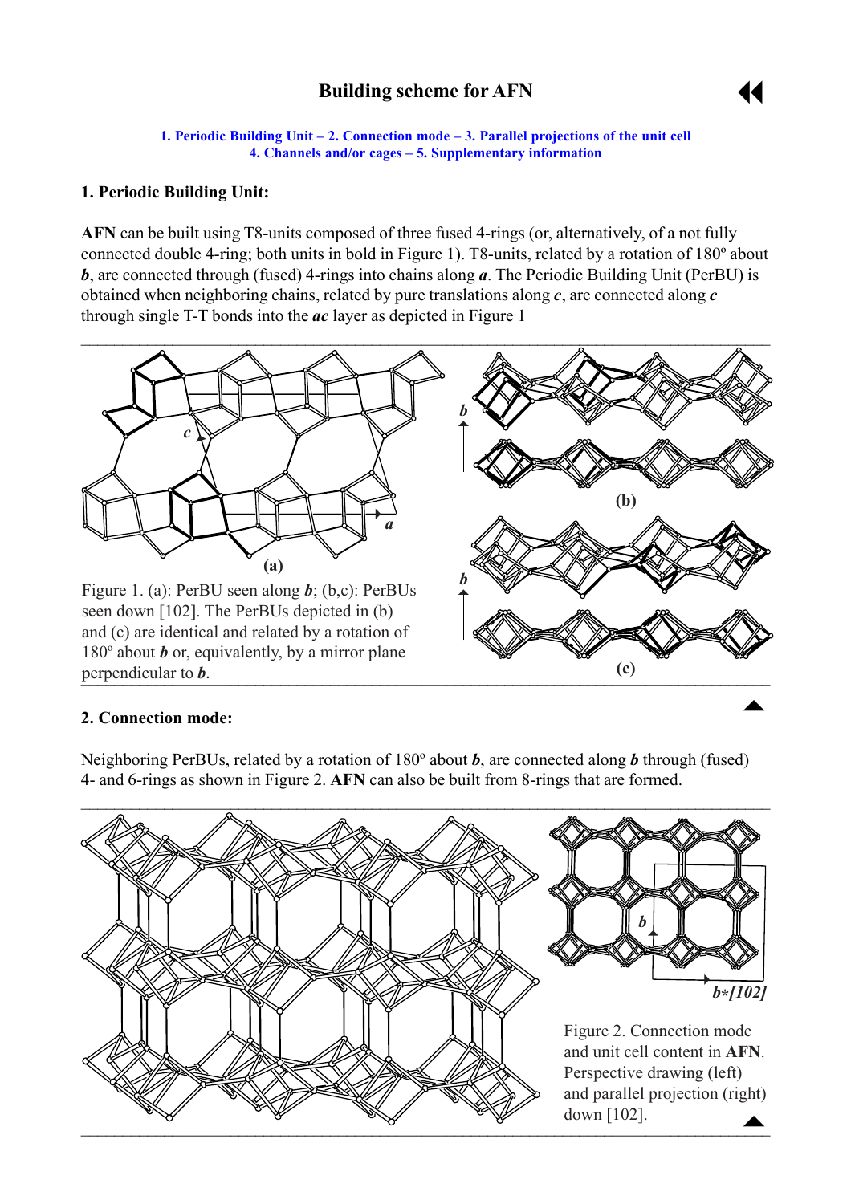# Building scheme for AFN

1. Periodic Building Unit – 2. Connection mode – 3. Parallel projections of the unit cell
4. Channels and/or cages – 5. Supplementary information

## 1. Periodic Building Unit:

**AFN** can be built using T8-units composed of three fused 4-rings (or, alternatively, of a not fully connected double 4-ring; both units in bold in Figure 1). T8-units, related by a rotation of 180º about ***b***, are connected through (fused) 4-rings into chains along ***a***. The Periodic Building Unit (PerBU) is obtained when neighboring chains, related by pure translations along ***c***, are connected along ***c*** through single T-T bonds into the ***ac*** layer as depicted in Figure 1

Figure 1. (a): PerBU seen along ***b***; (b,c): PerBUs seen down [102]. The PerBUs depicted in (b) and (c) are identical and related by a rotation of 180º about ***b*** or, equivalently, by a mirror plane perpendicular to ***b***.

## 2. Connection mode:

Neighboring PerBUs, related by a rotation of 180º about ***b***, are connected along ***b*** through (fused) 4- and 6-rings as shown in Figure 2. **AFN** can also be built from 8-rings that are formed.

Figure 2. Connection mode and unit cell content in **AFN**. Perspective drawing (left) and parallel projection (right) down [102].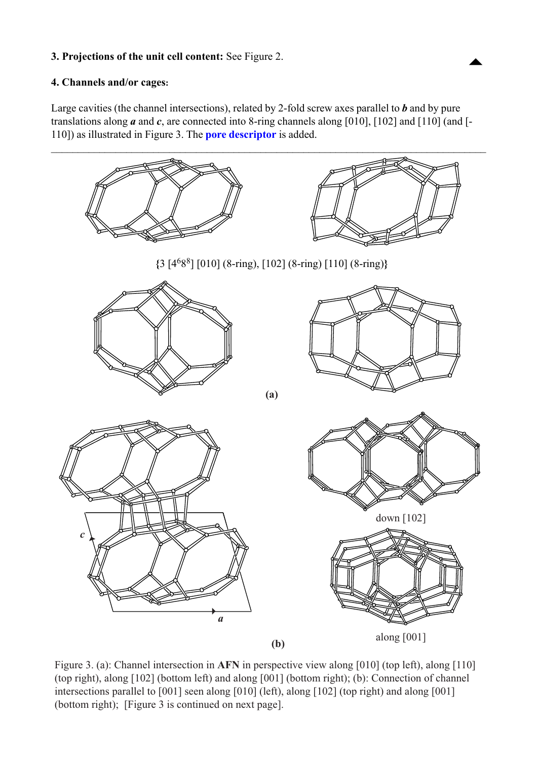**3. Projections of the unit cell content:** See Figure 2.

**4. Channels and/or cages:**

Large cavities (the channel intersections), related by 2-fold screw axes parallel to ***b*** and by pure translations along ***a*** and ***c***, are connected into 8-ring channels along [010], [102] and [110] (and [-110]) as illustrated in Figure 3. The **pore descriptor** is added.

**{**3 [$4^6 8^8$] [010] (8-ring), [102] (8-ring) [110] (8-ring)**}**

**(a)**

down [102]

along [001]

**(b)**

Figure 3. (a): Channel intersection in **AFN** in perspective view along [010] (top left), along [110] (top right), along [102] (bottom left) and along [001] (bottom right); (b): Connection of channel intersections parallel to [001] seen along [010] (left), along [102] (top right) and along [001] (bottom right); [Figure 3 is continued on next page].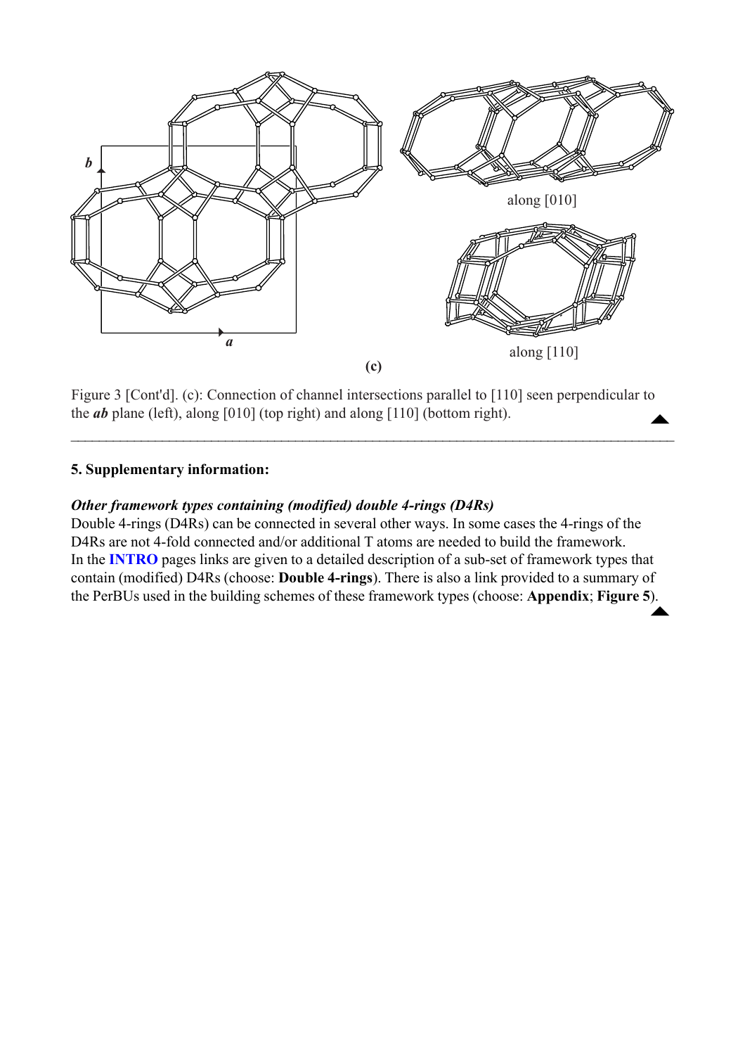b

a

along [010]

along [110]

(c)

Figure 3 [Cont'd]. (c): Connection of channel intersections parallel to [110] seen perpendicular to the ***ab*** plane (left), along [010] (top right) and along [110] (bottom right).

---

**5. Supplementary information:**

***Other framework types containing (modified) double 4-rings (D4Rs)***

Double 4-rings (D4Rs) can be connected in several other ways. In some cases the 4-rings of the D4Rs are not 4-fold connected and/or additional T atoms are needed to build the framework.
In the **INTRO** pages links are given to a detailed description of a sub-set of framework types that contain (modified) D4Rs (choose: **Double 4-rings**). There is also a link provided to a summary of the PerBUs used in the building schemes of these framework types (choose: **Appendix**; **Figure 5**).